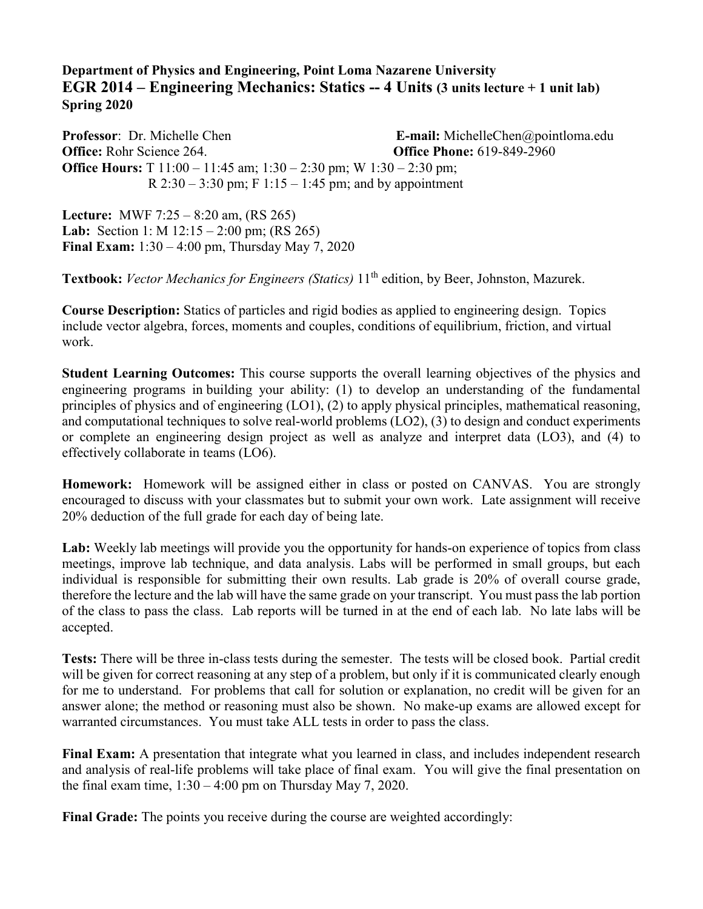**Department of Physics and Engineering, Point Loma Nazarene University**

## EGR 2014 – Engineering Mechanics: Statics -- 4 Units (3 units lecture + 1 unit lab)

**Spring 2020**

**Professor**: Dr. Michelle Chen **E-mail:** MichelleChen@pointloma.edu
**Office:** Rohr Science 264. **Office Phone:** 619-849-2960
**Office Hours:** T 11:00 – 11:45 am; 1:30 – 2:30 pm; W 1:30 – 2:30 pm;
R 2:30 – 3:30 pm; F 1:15 – 1:45 pm; and by appointment

**Lecture:** MWF 7:25 – 8:20 am, (RS 265)
**Lab:** Section 1: M 12:15 – 2:00 pm; (RS 265)
**Final Exam:** 1:30 – 4:00 pm, Thursday May 7, 2020

**Textbook:** *Vector Mechanics for Engineers (Statics)* 11th edition, by Beer, Johnston, Mazurek.

**Course Description:** Statics of particles and rigid bodies as applied to engineering design. Topics include vector algebra, forces, moments and couples, conditions of equilibrium, friction, and virtual work.

**Student Learning Outcomes:** This course supports the overall learning objectives of the physics and engineering programs in building your ability: (1) to develop an understanding of the fundamental principles of physics and of engineering (LO1), (2) to apply physical principles, mathematical reasoning, and computational techniques to solve real-world problems (LO2), (3) to design and conduct experiments or complete an engineering design project as well as analyze and interpret data (LO3), and (4) to effectively collaborate in teams (LO6).

**Homework:** Homework will be assigned either in class or posted on CANVAS. You are strongly encouraged to discuss with your classmates but to submit your own work. Late assignment will receive 20% deduction of the full grade for each day of being late.

**Lab:** Weekly lab meetings will provide you the opportunity for hands-on experience of topics from class meetings, improve lab technique, and data analysis. Labs will be performed in small groups, but each individual is responsible for submitting their own results. Lab grade is 20% of overall course grade, therefore the lecture and the lab will have the same grade on your transcript. You must pass the lab portion of the class to pass the class. Lab reports will be turned in at the end of each lab. No late labs will be accepted.

**Tests:** There will be three in-class tests during the semester. The tests will be closed book. Partial credit will be given for correct reasoning at any step of a problem, but only if it is communicated clearly enough for me to understand. For problems that call for solution or explanation, no credit will be given for an answer alone; the method or reasoning must also be shown. No make-up exams are allowed except for warranted circumstances. You must take ALL tests in order to pass the class.

**Final Exam:** A presentation that integrate what you learned in class, and includes independent research and analysis of real-life problems will take place of final exam. You will give the final presentation on the final exam time, 1:30 – 4:00 pm on Thursday May 7, 2020.

**Final Grade:** The points you receive during the course are weighted accordingly: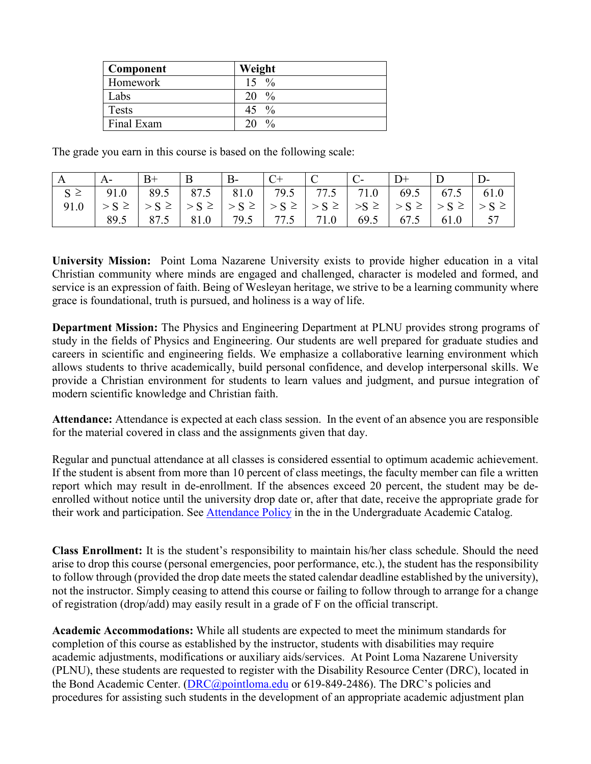| Component | Weight |
|---|---|
| Homework | 15 % |
| Labs | 20 % |
| Tests | 45 % |
| Final Exam | 20 % |

The grade you earn in this course is based on the following scale:

| A | A- | B+ | B | B- | C+ | C | C- | D+ | D | D- |
|---|---|---|---|---|---|---|---|---|---|---|
| S ≥ 91.0 | 91.0 > S ≥ 89.5 | 89.5 > S ≥ 87.5 | 87.5 > S ≥ 81.0 | 81.0 > S ≥ 79.5 | 79.5 > S ≥ 77.5 | 77.5 > S ≥ 71.0 | 71.0 >S ≥ 69.5 | 69.5 > S ≥ 67.5 | 67.5 > S ≥ 61.0 | 61.0 > S ≥ 57 |

**University Mission:** Point Loma Nazarene University exists to provide higher education in a vital Christian community where minds are engaged and challenged, character is modeled and formed, and service is an expression of faith. Being of Wesleyan heritage, we strive to be a learning community where grace is foundational, truth is pursued, and holiness is a way of life.

**Department Mission:** The Physics and Engineering Department at PLNU provides strong programs of study in the fields of Physics and Engineering. Our students are well prepared for graduate studies and careers in scientific and engineering fields. We emphasize a collaborative learning environment which allows students to thrive academically, build personal confidence, and develop interpersonal skills. We provide a Christian environment for students to learn values and judgment, and pursue integration of modern scientific knowledge and Christian faith.

**Attendance:** Attendance is expected at each class session. In the event of an absence you are responsible for the material covered in class and the assignments given that day.

Regular and punctual attendance at all classes is considered essential to optimum academic achievement. If the student is absent from more than 10 percent of class meetings, the faculty member can file a written report which may result in de-enrollment. If the absences exceed 20 percent, the student may be de-enrolled without notice until the university drop date or, after that date, receive the appropriate grade for their work and participation. See Attendance Policy in the in the Undergraduate Academic Catalog.

**Class Enrollment:** It is the student's responsibility to maintain his/her class schedule. Should the need arise to drop this course (personal emergencies, poor performance, etc.), the student has the responsibility to follow through (provided the drop date meets the stated calendar deadline established by the university), not the instructor. Simply ceasing to attend this course or failing to follow through to arrange for a change of registration (drop/add) may easily result in a grade of F on the official transcript.

**Academic Accommodations:** While all students are expected to meet the minimum standards for completion of this course as established by the instructor, students with disabilities may require academic adjustments, modifications or auxiliary aids/services. At Point Loma Nazarene University (PLNU), these students are requested to register with the Disability Resource Center (DRC), located in the Bond Academic Center. (DRC@pointloma.edu or 619-849-2486). The DRC's policies and procedures for assisting such students in the development of an appropriate academic adjustment plan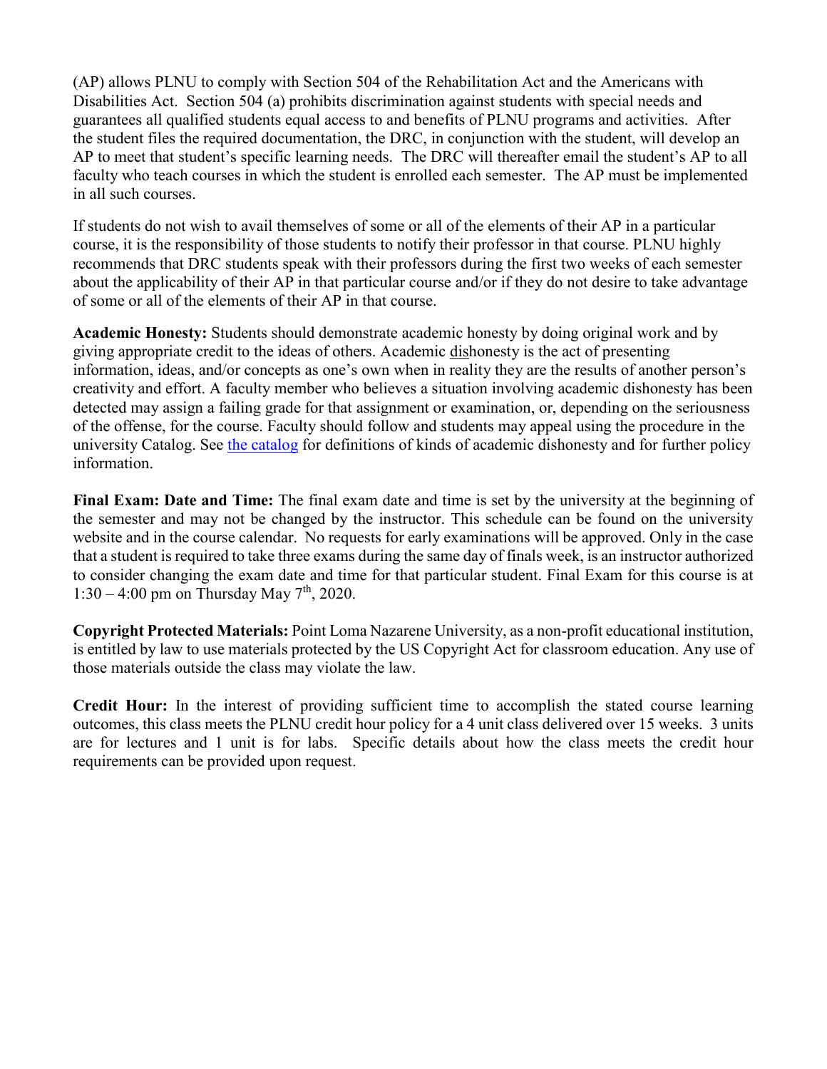(AP) allows PLNU to comply with Section 504 of the Rehabilitation Act and the Americans with Disabilities Act. Section 504 (a) prohibits discrimination against students with special needs and guarantees all qualified students equal access to and benefits of PLNU programs and activities. After the student files the required documentation, the DRC, in conjunction with the student, will develop an AP to meet that student's specific learning needs. The DRC will thereafter email the student's AP to all faculty who teach courses in which the student is enrolled each semester. The AP must be implemented in all such courses.

If students do not wish to avail themselves of some or all of the elements of their AP in a particular course, it is the responsibility of those students to notify their professor in that course. PLNU highly recommends that DRC students speak with their professors during the first two weeks of each semester about the applicability of their AP in that particular course and/or if they do not desire to take advantage of some or all of the elements of their AP in that course.

**Academic Honesty:** Students should demonstrate academic honesty by doing original work and by giving appropriate credit to the ideas of others. Academic dishonesty is the act of presenting information, ideas, and/or concepts as one's own when in reality they are the results of another person's creativity and effort. A faculty member who believes a situation involving academic dishonesty has been detected may assign a failing grade for that assignment or examination, or, depending on the seriousness of the offense, for the course. Faculty should follow and students may appeal using the procedure in the university Catalog. See the catalog for definitions of kinds of academic dishonesty and for further policy information.

**Final Exam: Date and Time:** The final exam date and time is set by the university at the beginning of the semester and may not be changed by the instructor. This schedule can be found on the university website and in the course calendar. No requests for early examinations will be approved. Only in the case that a student is required to take three exams during the same day of finals week, is an instructor authorized to consider changing the exam date and time for that particular student. Final Exam for this course is at 1:30 – 4:00 pm on Thursday May 7th, 2020.

**Copyright Protected Materials:** Point Loma Nazarene University, as a non-profit educational institution, is entitled by law to use materials protected by the US Copyright Act for classroom education. Any use of those materials outside the class may violate the law.

**Credit Hour:** In the interest of providing sufficient time to accomplish the stated course learning outcomes, this class meets the PLNU credit hour policy for a 4 unit class delivered over 15 weeks. 3 units are for lectures and 1 unit is for labs. Specific details about how the class meets the credit hour requirements can be provided upon request.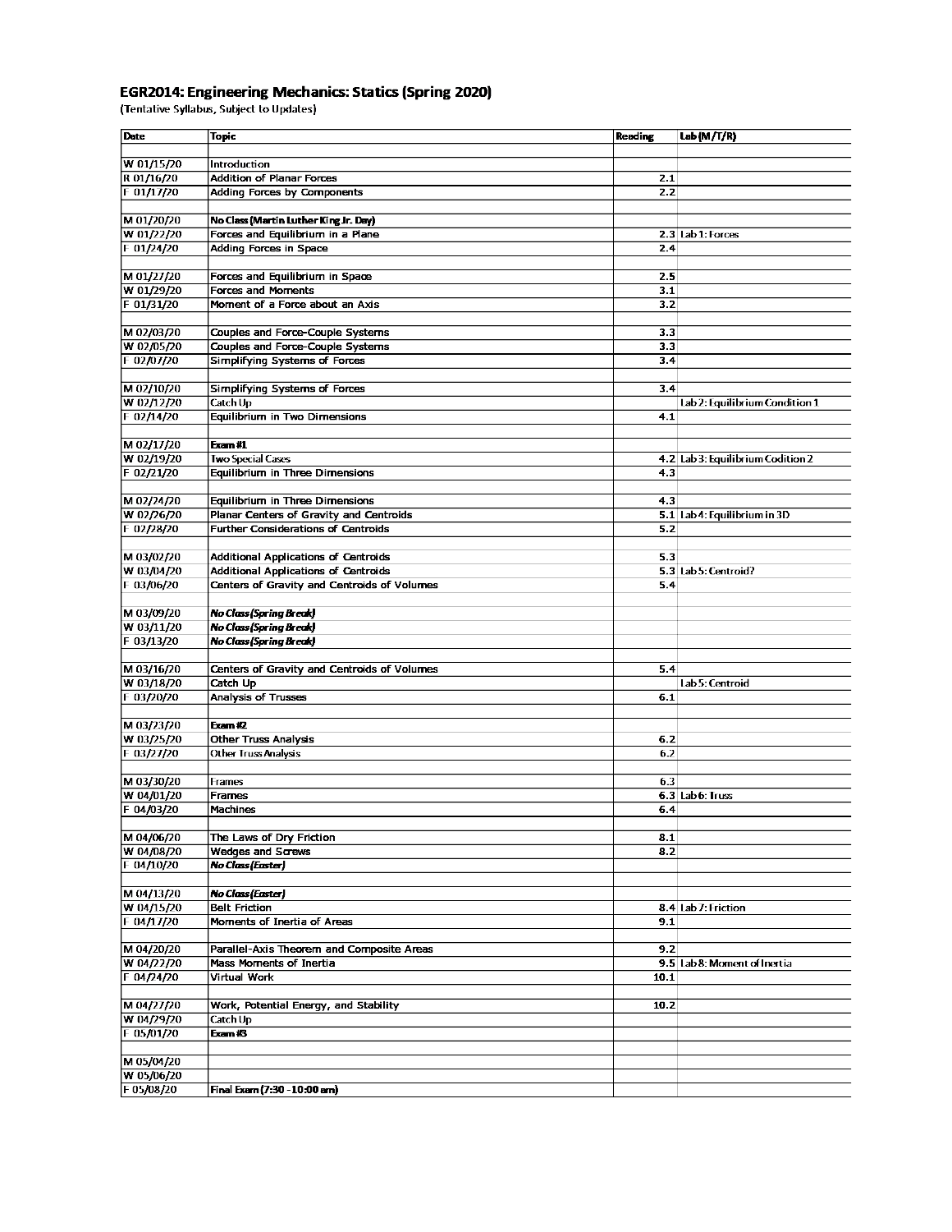## EGR2014: Engineering Mechanics: Statics (Spring 2020)

(Tentative Syllabus, Subject to Updates)

| Date | Topic | Reading | Lab (M/T/R) |
|---|---|---|---|
| W 01/15/20 | Introduction | | |
| R 01/16/20 | Addition of Planar Forces | 2.1 | |
| F 01/17/20 | Adding Forces by Components | 2.2 | |
| M 01/20/20 | **No Class (Martin Luther King Jr. Day)** | | |
| W 01/22/20 | Forces and Equilibrium in a Plane | 2.3 | Lab 1: Forces |
| F 01/24/20 | Adding Forces in Space | 2.4 | |
| M 01/27/20 | Forces and Equilibrium in Space | 2.5 | |
| W 01/29/20 | Forces and Moments | 3.1 | |
| F 01/31/20 | Moment of a Force about an Axis | 3.2 | |
| M 02/03/20 | Couples and Force-Couple Systems | 3.3 | |
| W 02/05/20 | Couples and Force-Couple Systems | 3.3 | |
| F 02/07/20 | Simplifying Systems of Forces | 3.4 | |
| M 02/10/20 | Simplifying Systems of Forces | 3.4 | |
| W 02/12/20 | Catch Up | | Lab 2: Equilibrium Condition 1 |
| F 02/14/20 | Equilibrium in Two Dimensions | 4.1 | |
| M 02/17/20 | **Exam #1** | | |
| W 02/19/20 | Two Special Cases | 4.2 | Lab 3: Equilibrium Codition 2 |
| F 02/21/20 | Equilibrium in Three Dimensions | 4.3 | |
| M 02/24/20 | Equilibrium in Three Dimensions | 4.3 | |
| W 02/26/20 | Planar Centers of Gravity and Centroids | 5.1 | Lab 4: Equilibrium in 3D |
| F 02/28/20 | Further Considerations of Centroids | 5.2 | |
| M 03/02/20 | Additional Applications of Centroids | 5.3 | |
| W 03/04/20 | Additional Applications of Centroids | 5.3 | Lab 5: Centroid? |
| F 03/06/20 | Centers of Gravity and Centroids of Volumes | 5.4 | |
| M 03/09/20 | ***No Class (Spring Break)*** | | |
| W 03/11/20 | ***No Class (Spring Break)*** | | |
| F 03/13/20 | ***No Class (Spring Break)*** | | |
| M 03/16/20 | Centers of Gravity and Centroids of Volumes | 5.4 | |
| W 03/18/20 | Catch Up | | Lab 5: Centroid |
| F 03/20/20 | Analysis of Trusses | 6.1 | |
| M 03/23/20 | **Exam #2** | | |
| W 03/25/20 | Other Truss Analysis | 6.2 | |
| F 03/27/20 | Other Truss Analysis | 6.2 | |
| M 03/30/20 | Frames | 6.3 | |
| W 04/01/20 | Frames | 6.3 | Lab 6: Truss |
| F 04/03/20 | Machines | 6.4 | |
| M 04/06/20 | The Laws of Dry Friction | 8.1 | |
| W 04/08/20 | Wedges and Screws | 8.2 | |
| F 04/10/20 | ***No Class (Easter)*** | | |
| M 04/13/20 | ***No Class (Easter)*** | | |
| W 04/15/20 | Belt Friction | 8.4 | Lab 7: Friction |
| F 04/17/20 | Moments of Inertia of Areas | 9.1 | |
| M 04/20/20 | Parallel-Axis Theorem and Composite Areas | 9.2 | |
| W 04/22/20 | Mass Moments of Inertia | 9.5 | Lab 8: Moment of Inertia |
| F 04/24/20 | Virtual Work | 10.1 | |
| M 04/27/20 | Work, Potential Energy, and Stability | 10.2 | |
| W 04/29/20 | Catch Up | | |
| F 05/01/20 | **Exam #3** | | |
| M 05/04/20 | | | |
| W 05/06/20 | | | |
| F 05/08/20 | **Final Exam (7:30 -10:00 am)** | | |